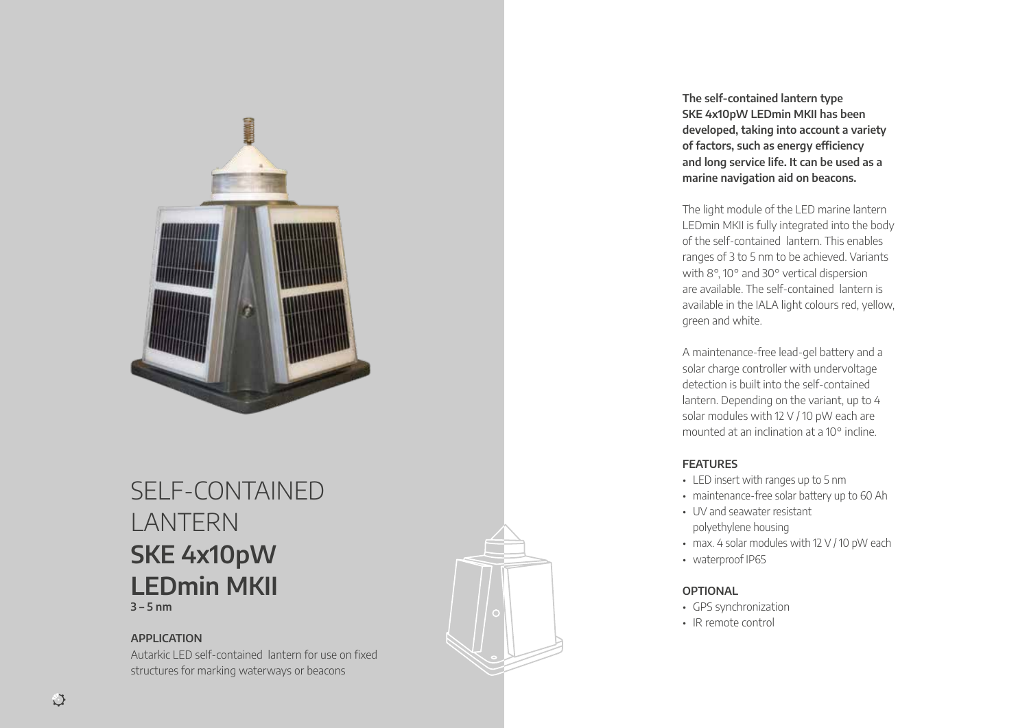# SELF-CONTAINED LANTERN **SKE 4x10pW LEDmin MKII**

**3 – 5 nm**

### APPLICATION

Autarkic LED self-contained  lantern for use on fixed structures for marking waterways or beacons

**The self-contained lantern type SKE 4x10pW LEDmin MKII has been developed, taking into account a variety of factors, such as energy efficiency and long service life. It can be used as a marine navigation aid on beacons.**

The light module of the LED marine lantern LEDmin MKII is fully integrated into the body of the self-contained  lantern. This enables ranges of 3 to 5 nm to be achieved. Variants with 8°, 10° and 30° vertical dispersion are available. The self-contained  lantern is available in the IALA light colours red, yellow, green and white.

A maintenance-free lead-gel battery and a solar charge controller with undervoltage detection is built into the self-contained lantern. Depending on the variant, up to 4 solar modules with 12 V / 10 pW each are mounted at an inclination at a 10° incline.

### FEATURES

- LED insert with ranges up to 5 nm
- maintenance-free solar battery up to 60 Ah
- UV and seawater resistant polyethylene housing
- max. 4 solar modules with 12 V / 10 pW each
- waterproof IP65

### OPTIONAL

- GPS synchronization
- IR remote control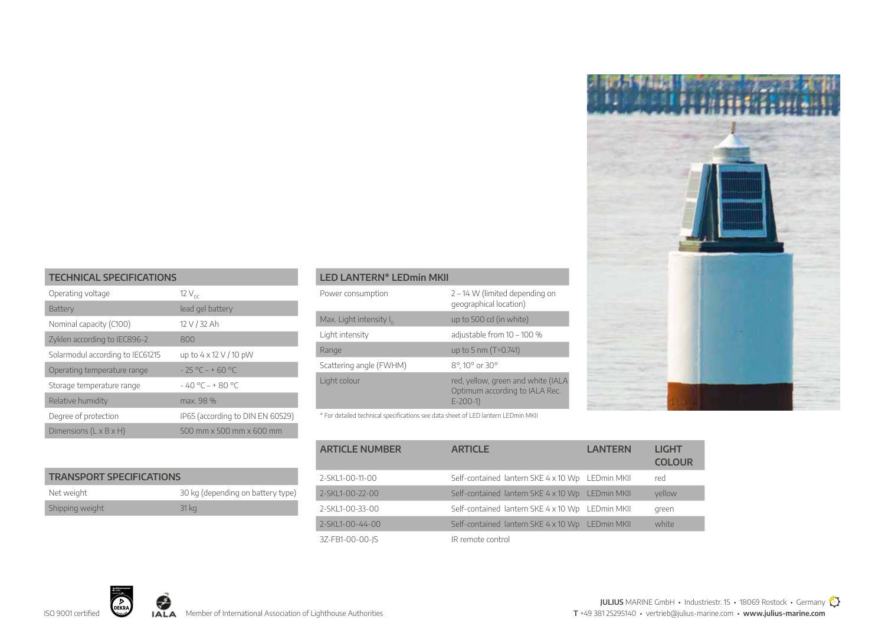## TECHNICAL SPECIFICATIONS

| | |
|---|---|
| Operating voltage | 12 $V_{DC}$ |
| Battery | lead gel battery |
| Nominal capacity (C100) | 12 V / 32 Ah |
| Zyklen according to IEC896-2 | 800 |
| Solarmodul according to IEC61215 | up to 4 x 12 V / 10 pW |
| Operating temperature range | - 25 °C – + 60 °C |
| Storage temperature range | - 40 °C – + 80 °C |
| Relative humidity | max. 98 % |
| Degree of protection | IP65 (according to DIN EN 60529) |
| Dimensions (L x B x H) | 500 mm x 500 mm x 600 mm |

## TRANSPORT SPECIFICATIONS

| | |
|---|---|
| Net weight | 30 kg (depending on battery type) |
| Shipping weight | 31 kg |

## LED LANTERN* LEDmin MKII

| | |
|---|---|
| Power consumption | 2 – 14 W (limited depending on geographical location) |
| Max. Light intensity $I_0$ | up to 500 cd (in white) |
| Light intensity | adjustable from 10 – 100 % |
| Range | up to 5 nm (T=0.741) |
| Scattering angle (FWHM) | 8°, 10° or 30° |
| Light colour | red, yellow, green and white (IALA Optimum according to IALA Rec. E-200-1) |

* For detailed technical specifications see data sheet of LED lantern LEDmin MKII

| ARTICLE NUMBER | ARTICLE | LANTERN | LIGHT COLOUR |
|---|---|---|---|
| 2-SKL1-00-11-00 | Self-contained lantern SKE 4 x 10 Wp | LEDmin MKII | red |
| 2-SKL1-00-22-00 | Self-contained lantern SKE 4 x 10 Wp | LEDmin MKII | yellow |
| 2-SKL1-00-33-00 | Self-contained lantern SKE 4 x 10 Wp | LEDmin MKII | green |
| 2-SKL1-00-44-00 | Self-contained lantern SKE 4 x 10 Wp | LEDmin MKII | white |
| 3Z-FB1-00-00-JS | IR remote control | | |

ISO 9001 certified

IALA Member of International Association of Lighthouse Authorities

**JULIUS** MARINE GmbH • Industriestr. 15 • 18069 Rostock • Germany

**T** +49 381 25295140 • vertrieb@julius-marine.com • **www.julius-marine.com**